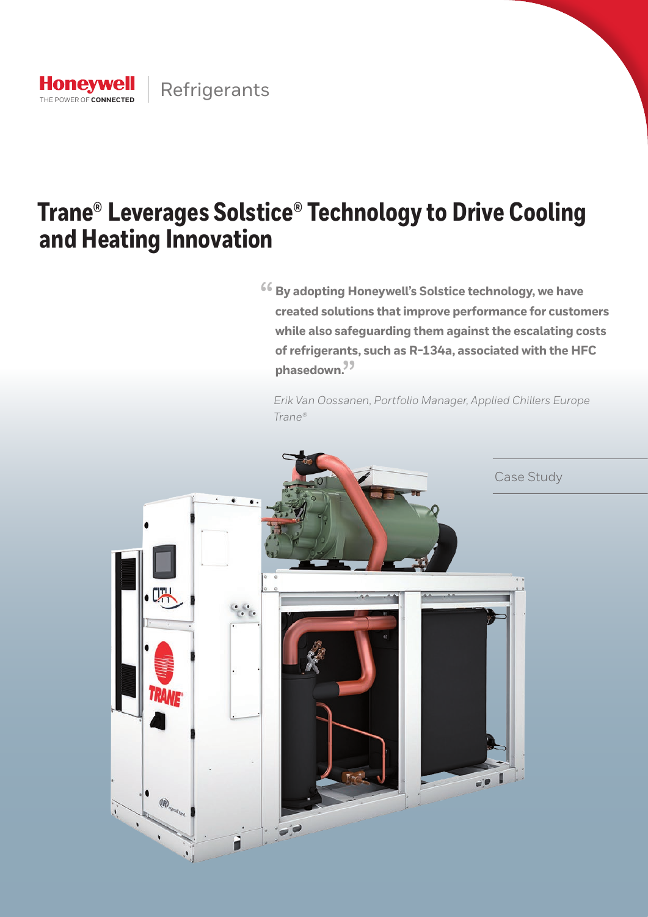Honeywell
THE POWER OF **CONNECTED**

Refrigerants

# Trane® Leverages Solstice® Technology to Drive Cooling and Heating Innovation

> **"By adopting Honeywell's Solstice technology, we have created solutions that improve performance for customers while also safeguarding them against the escalating costs of refrigerants, such as R-134a, associated with the HFC phasedown."**
>
> *Erik Van Oossanen, Portfolio Manager, Applied Chillers Europe Trane®*

Case Study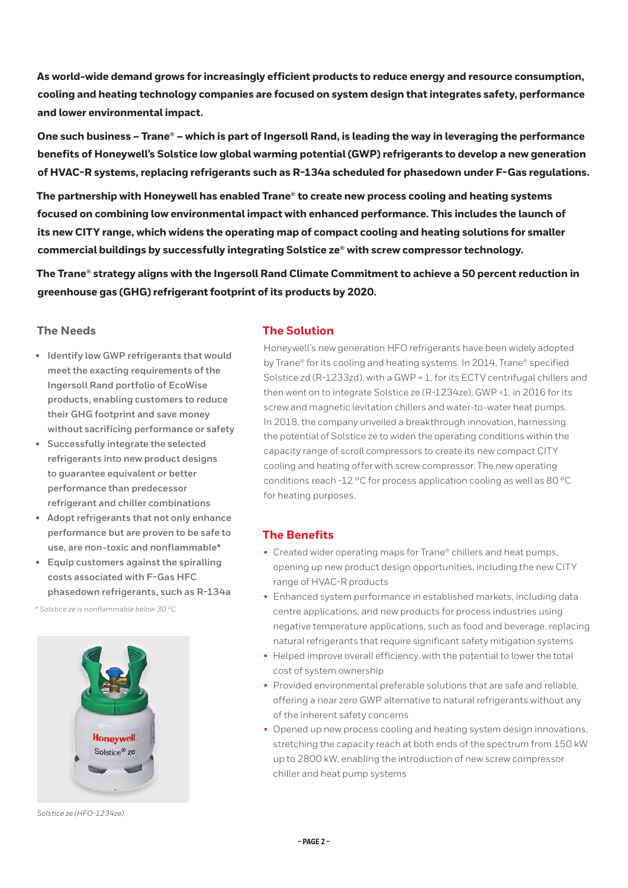**As world-wide demand grows for increasingly efficient products to reduce energy and resource consumption, cooling and heating technology companies are focused on system design that integrates safety, performance and lower environmental impact.**

**One such business – Trane® – which is part of Ingersoll Rand, is leading the way in leveraging the performance benefits of Honeywell's Solstice low global warming potential (GWP) refrigerants to develop a new generation of HVAC-R systems, replacing refrigerants such as R-134a scheduled for phasedown under F-Gas regulations.**

**The partnership with Honeywell has enabled Trane® to create new process cooling and heating systems focused on combining low environmental impact with enhanced performance. This includes the launch of its new CITY range, which widens the operating map of compact cooling and heating solutions for smaller commercial buildings by successfully integrating Solstice ze® with screw compressor technology.**

**The Trane® strategy aligns with the Ingersoll Rand Climate Commitment to achieve a 50 percent reduction in greenhouse gas (GHG) refrigerant footprint of its products by 2020.**

## The Needs

- Identify low GWP refrigerants that would meet the exacting requirements of the Ingersoll Rand portfolio of EcoWise products, enabling customers to reduce their GHG footprint and save money without sacrificing performance or safety
- Successfully integrate the selected refrigerants into new product designs to guarantee equivalent or better performance than predecessor refrigerant and chiller combinations
- Adopt refrigerants that not only enhance performance but are proven to be safe to use, are non-toxic and nonflammable*
- Equip customers against the spiralling costs associated with F-Gas HFC phasedown refrigerants, such as R-134a

*\* Solstice ze is nonflammable below 30 °C*

*Solstice ze (HFO-1234ze)*

## The Solution

Honeywell's new generation HFO refrigerants have been widely adopted by Trane® for its cooling and heating systems. In 2014, Trane® specified Solstice zd (R-1233zd), with a GWP = 1, for its ECTV centrifugal chillers and then went on to integrate Solstice ze (R-1234ze), GWP <1, in 2016 for its screw and magnetic levitation chillers and water-to-water heat pumps. In 2018, the company unveiled a breakthrough innovation, harnessing the potential of Solstice ze to widen the operating conditions within the capacity range of scroll compressors to create its new compact CITY cooling and heating offer with screw compressor. The new operating conditions reach -12 °C for process application cooling as well as 80 °C for heating purposes.

## The Benefits

- Created wider operating maps for Trane® chillers and heat pumps, opening up new product design opportunities, including the new CITY range of HVAC-R products
- Enhanced system performance in established markets, including data centre applications, and new products for process industries using negative temperature applications, such as food and beverage, replacing natural refrigerants that require significant safety mitigation systems
- Helped improve overall efficiency, with the potential to lower the total cost of system ownership
- Provided environmental preferable solutions that are safe and reliable, offering a near zero GWP alternative to natural refrigerants without any of the inherent safety concerns
- Opened up new process cooling and heating system design innovations, stretching the capacity reach at both ends of the spectrum from 150 kW up to 2800 kW, enabling the introduction of new screw compressor chiller and heat pump systems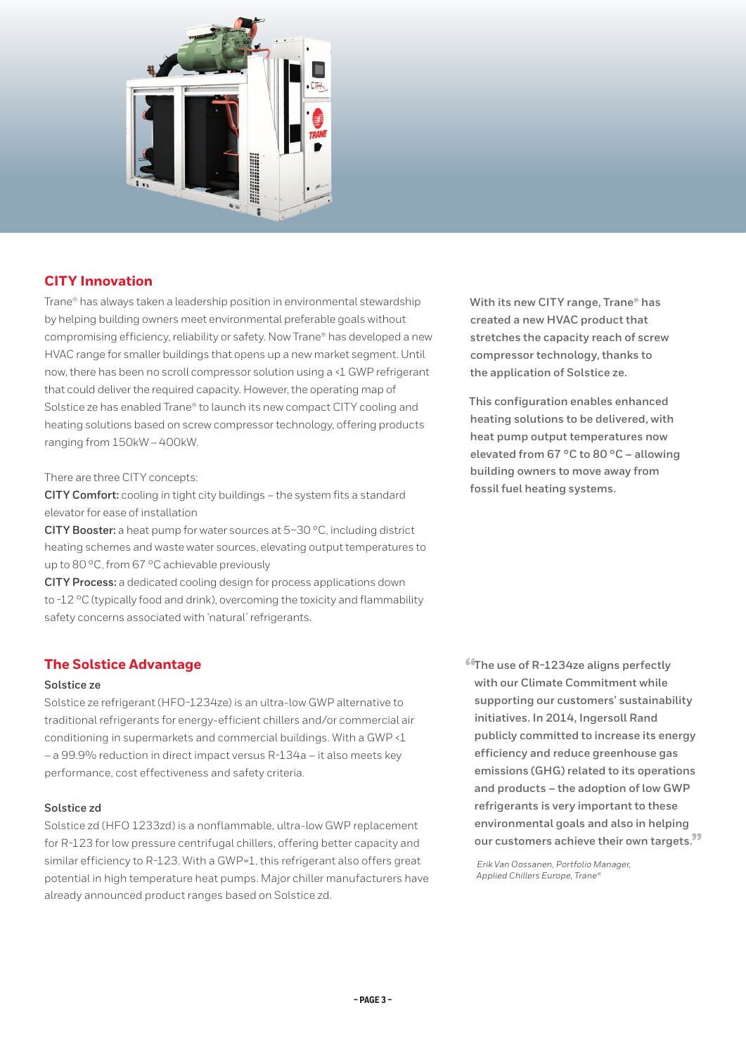## CITY Innovation

Trane® has always taken a leadership position in environmental stewardship by helping building owners meet environmental preferable goals without compromising efficiency, reliability or safety. Now Trane® has developed a new HVAC range for smaller buildings that opens up a new market segment. Until now, there has been no scroll compressor solution using a <1 GWP refrigerant that could deliver the required capacity. However, the operating map of Solstice ze has enabled Trane® to launch its new compact CITY cooling and heating solutions based on screw compressor technology, offering products ranging from 150kW – 400kW.

There are three CITY concepts:

**CITY Comfort:** cooling in tight city buildings – the system fits a standard elevator for ease of installation

**CITY Booster:** a heat pump for water sources at 5–30 °C, including district heating schemes and waste water sources, elevating output temperatures to up to 80 °C, from 67 °C achievable previously

**CITY Process:** a dedicated cooling design for process applications down to -12 °C (typically food and drink), overcoming the toxicity and flammability safety concerns associated with 'natural' refrigerants.

With its new CITY range, Trane® has created a new HVAC product that stretches the capacity reach of screw compressor technology, thanks to the application of Solstice ze.

This configuration enables enhanced heating solutions to be delivered, with heat pump output temperatures now elevated from 67 °C to 80 °C – allowing building owners to move away from fossil fuel heating systems.

## The Solstice Advantage

### Solstice ze

Solstice ze refrigerant (HFO-1234ze) is an ultra-low GWP alternative to traditional refrigerants for energy-efficient chillers and/or commercial air conditioning in supermarkets and commercial buildings. With a GWP <1 – a 99.9% reduction in direct impact versus R-134a – it also meets key performance, cost effectiveness and safety criteria.

### Solstice zd

Solstice zd (HFO 1233zd) is a nonflammable, ultra-low GWP replacement for R-123 for low pressure centrifugal chillers, offering better capacity and similar efficiency to R-123. With a GWP=1, this refrigerant also offers great potential in high temperature heat pumps. Major chiller manufacturers have already announced product ranges based on Solstice zd.

"The use of R-1234ze aligns perfectly with our Climate Commitment while supporting our customers' sustainability initiatives. In 2014, Ingersoll Rand publicly committed to increase its energy efficiency and reduce greenhouse gas emissions (GHG) related to its operations and products – the adoption of low GWP refrigerants is very important to these environmental goals and also in helping our customers achieve their own targets."

*Erik Van Oossanen, Portfolio Manager, Applied Chillers Europe, Trane®*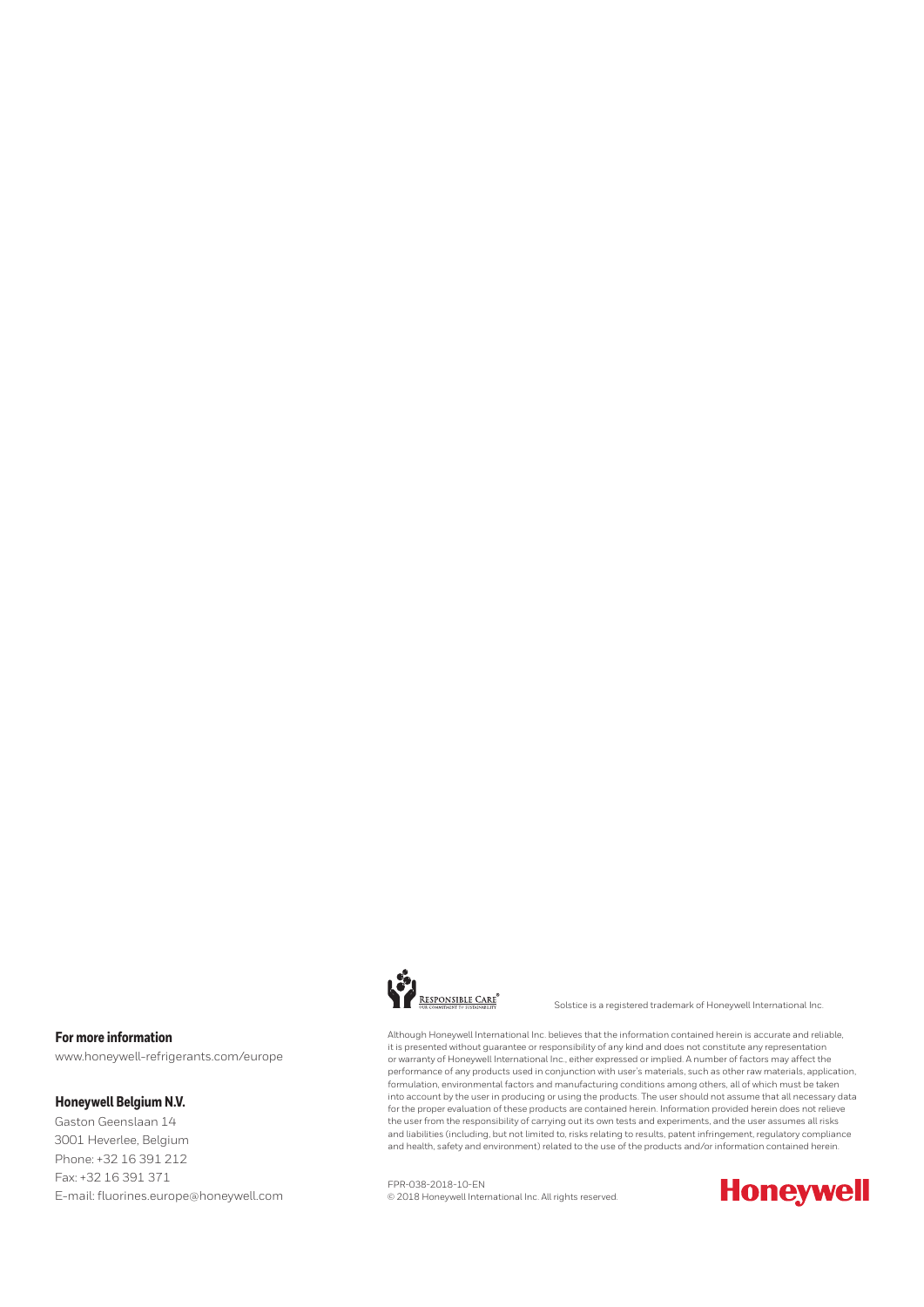**For more information**

www.honeywell-refrigerants.com/europe

**Honeywell Belgium N.V.**

Gaston Geenslaan 14
3001 Heverlee, Belgium
Phone: +32 16 391 212
Fax: +32 16 391 371
E-mail: fluorines.europe@honeywell.com

Solstice is a registered trademark of Honeywell International Inc.

Although Honeywell International Inc. believes that the information contained herein is accurate and reliable, it is presented without guarantee or responsibility of any kind and does not constitute any representation or warranty of Honeywell International Inc., either expressed or implied. A number of factors may affect the performance of any products used in conjunction with user's materials, such as other raw materials, application, formulation, environmental factors and manufacturing conditions among others, all of which must be taken into account by the user in producing or using the products. The user should not assume that all necessary data for the proper evaluation of these products are contained herein. Information provided herein does not relieve the user from the responsibility of carrying out its own tests and experiments, and the user assumes all risks and liabilities (including, but not limited to, risks relating to results, patent infringement, regulatory compliance and health, safety and environment) related to the use of the products and/or information contained herein.

FPR-038-2018-10-EN
© 2018 Honeywell International Inc. All rights reserved.